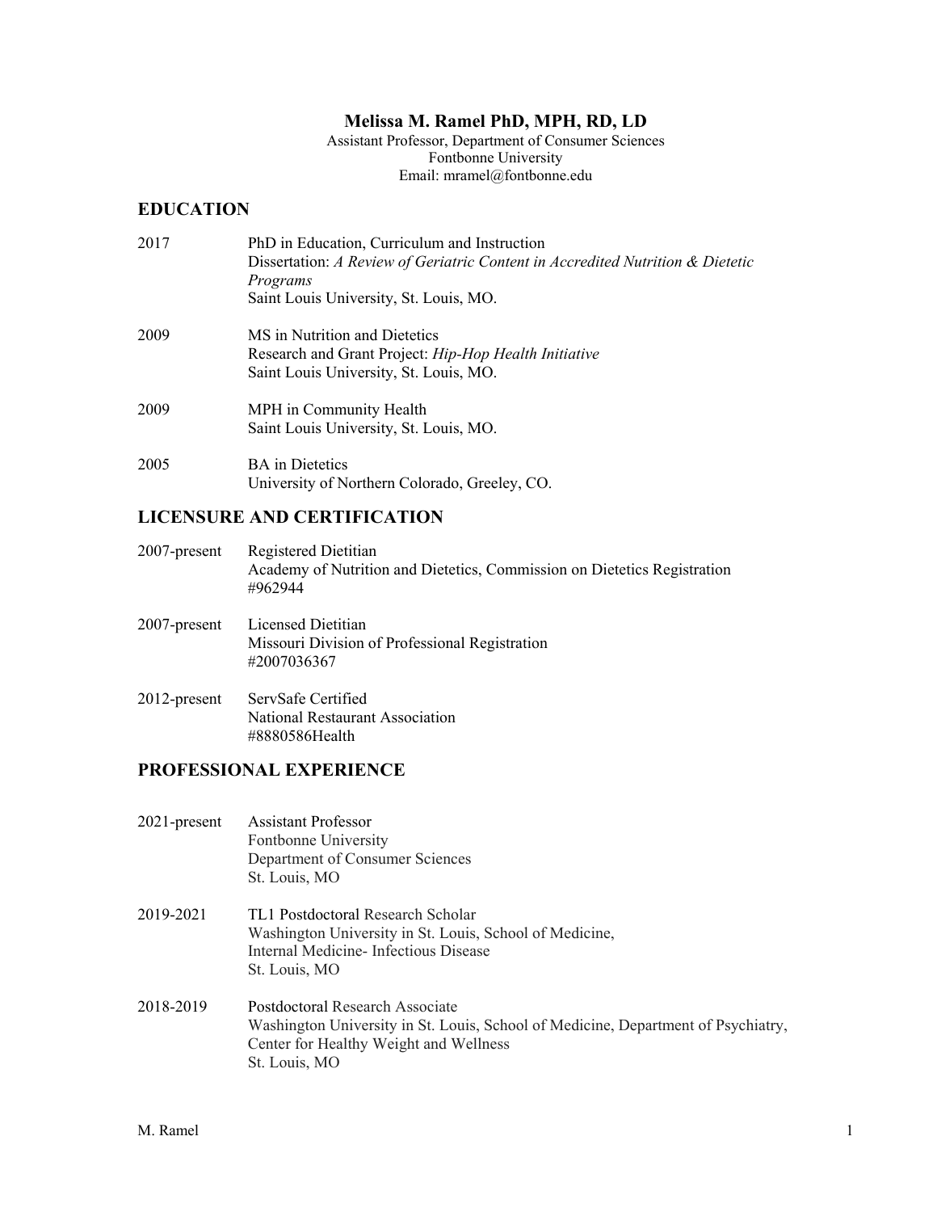# Melissa M. Ramel PhD, MPH, RD, LD

Assistant Professor, Department of Consumer Sciences
Fontbonne University
Email: mramel@fontbonne.edu

## EDUCATION

2017 — PhD in Education, Curriculum and Instruction
Dissertation: *A Review of Geriatric Content in Accredited Nutrition & Dietetic Programs*
Saint Louis University, St. Louis, MO.

2009 — MS in Nutrition and Dietetics
Research and Grant Project: *Hip-Hop Health Initiative*
Saint Louis University, St. Louis, MO.

2009 — MPH in Community Health
Saint Louis University, St. Louis, MO.

2005 — BA in Dietetics
University of Northern Colorado, Greeley, CO.

## LICENSURE AND CERTIFICATION

2007-present — Registered Dietitian
Academy of Nutrition and Dietetics, Commission on Dietetics Registration
#962944

2007-present — Licensed Dietitian
Missouri Division of Professional Registration
#2007036367

2012-present — ServSafe Certified
National Restaurant Association
#8880586Health

## PROFESSIONAL EXPERIENCE

2021-present — Assistant Professor
Fontbonne University
Department of Consumer Sciences
St. Louis, MO

2019-2021 — TL1 Postdoctoral Research Scholar
Washington University in St. Louis, School of Medicine,
Internal Medicine- Infectious Disease
St. Louis, MO

2018-2019 — Postdoctoral Research Associate
Washington University in St. Louis, School of Medicine, Department of Psychiatry,
Center for Healthy Weight and Wellness
St. Louis, MO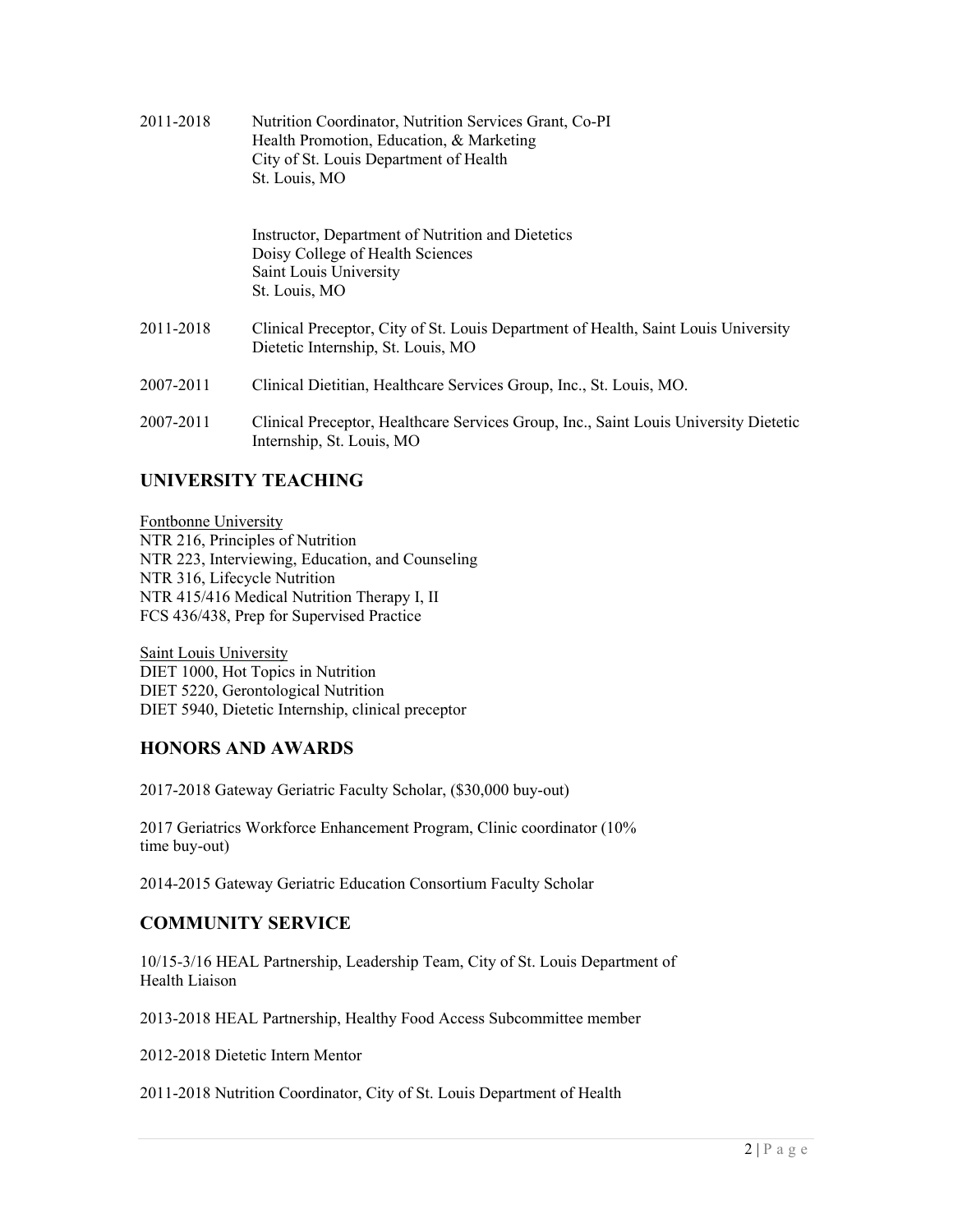2011-2018 Nutrition Coordinator, Nutrition Services Grant, Co-PI
Health Promotion, Education, & Marketing
City of St. Louis Department of Health
St. Louis, MO

Instructor, Department of Nutrition and Dietetics
Doisy College of Health Sciences
Saint Louis University
St. Louis, MO

2011-2018 Clinical Preceptor, City of St. Louis Department of Health, Saint Louis University Dietetic Internship, St. Louis, MO

2007-2011 Clinical Dietitian, Healthcare Services Group, Inc., St. Louis, MO.

2007-2011 Clinical Preceptor, Healthcare Services Group, Inc., Saint Louis University Dietetic Internship, St. Louis, MO

## UNIVERSITY TEACHING

Fontbonne University
NTR 216, Principles of Nutrition
NTR 223, Interviewing, Education, and Counseling
NTR 316, Lifecycle Nutrition
NTR 415/416 Medical Nutrition Therapy I, II
FCS 436/438, Prep for Supervised Practice

Saint Louis University
DIET 1000, Hot Topics in Nutrition
DIET 5220, Gerontological Nutrition
DIET 5940, Dietetic Internship, clinical preceptor

## HONORS AND AWARDS

2017-2018 Gateway Geriatric Faculty Scholar, ($30,000 buy-out)

2017 Geriatrics Workforce Enhancement Program, Clinic coordinator (10% time buy-out)

2014-2015 Gateway Geriatric Education Consortium Faculty Scholar

## COMMUNITY SERVICE

10/15-3/16 HEAL Partnership, Leadership Team, City of St. Louis Department of Health Liaison

2013-2018 HEAL Partnership, Healthy Food Access Subcommittee member

2012-2018 Dietetic Intern Mentor

2011-2018 Nutrition Coordinator, City of St. Louis Department of Health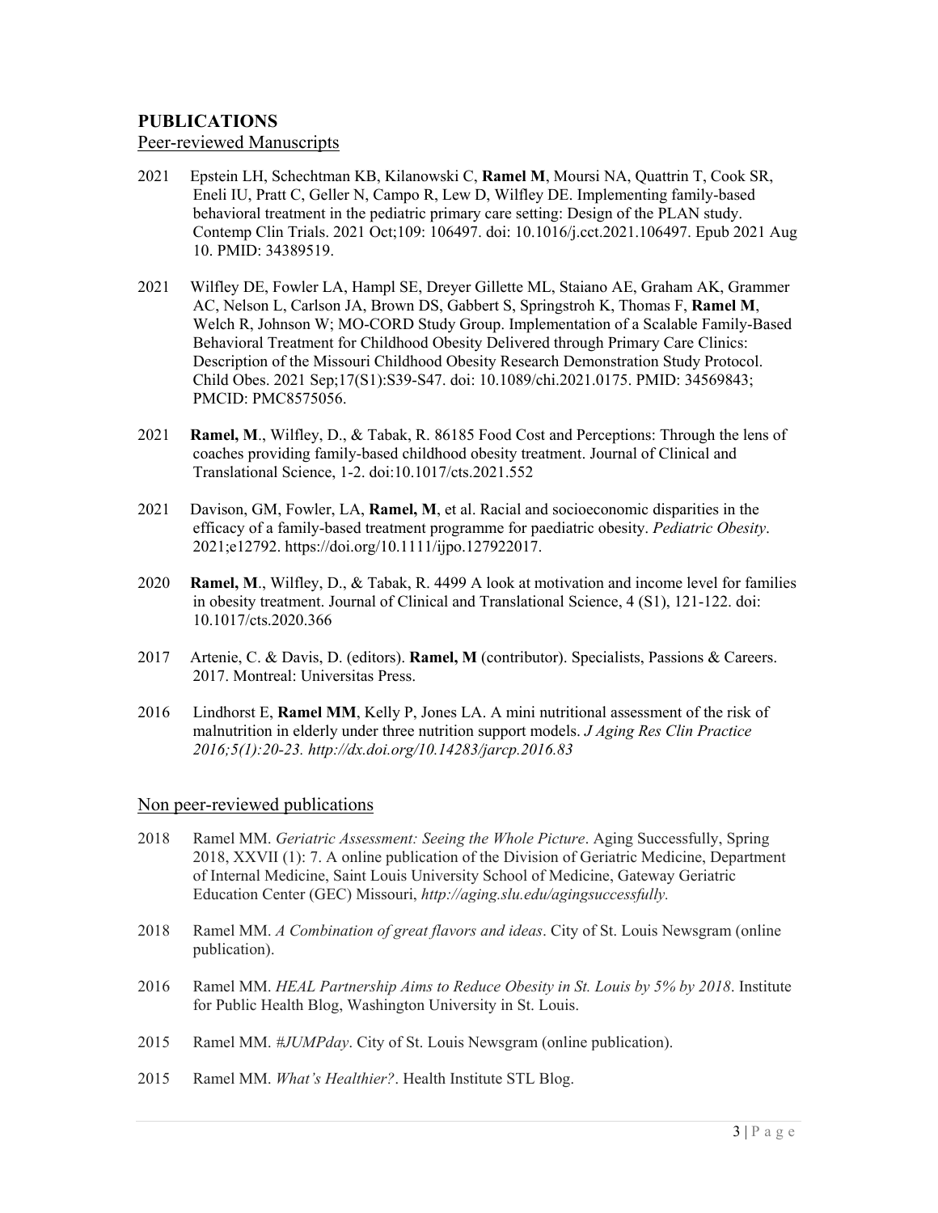# PUBLICATIONS

## Peer-reviewed Manuscripts

2021 Epstein LH, Schechtman KB, Kilanowski C, **Ramel M**, Moursi NA, Quattrin T, Cook SR, Eneli IU, Pratt C, Geller N, Campo R, Lew D, Wilfley DE. Implementing family-based behavioral treatment in the pediatric primary care setting: Design of the PLAN study. Contemp Clin Trials. 2021 Oct;109: 106497. doi: 10.1016/j.cct.2021.106497. Epub 2021 Aug 10. PMID: 34389519.

2021 Wilfley DE, Fowler LA, Hampl SE, Dreyer Gillette ML, Staiano AE, Graham AK, Grammer AC, Nelson L, Carlson JA, Brown DS, Gabbert S, Springstroh K, Thomas F, **Ramel M**, Welch R, Johnson W; MO-CORD Study Group. Implementation of a Scalable Family-Based Behavioral Treatment for Childhood Obesity Delivered through Primary Care Clinics: Description of the Missouri Childhood Obesity Research Demonstration Study Protocol. Child Obes. 2021 Sep;17(S1):S39-S47. doi: 10.1089/chi.2021.0175. PMID: 34569843; PMCID: PMC8575056.

2021 **Ramel, M**., Wilfley, D., & Tabak, R. 86185 Food Cost and Perceptions: Through the lens of coaches providing family-based childhood obesity treatment. Journal of Clinical and Translational Science, 1-2. doi:10.1017/cts.2021.552

2021 Davison, GM, Fowler, LA, **Ramel, M**, et al. Racial and socioeconomic disparities in the efficacy of a family-based treatment programme for paediatric obesity. *Pediatric Obesity*. 2021;e12792. https://doi.org/10.1111/ijpo.127922017.

2020 **Ramel, M**., Wilfley, D., & Tabak, R. 4499 A look at motivation and income level for families in obesity treatment. Journal of Clinical and Translational Science, 4 (S1), 121-122. doi: 10.1017/cts.2020.366

2017 Artenie, C. & Davis, D. (editors). **Ramel, M** (contributor). Specialists, Passions & Careers. 2017. Montreal: Universitas Press.

2016 Lindhorst E, **Ramel MM**, Kelly P, Jones LA. A mini nutritional assessment of the risk of malnutrition in elderly under three nutrition support models. *J Aging Res Clin Practice 2016;5(1):20-23. http://dx.doi.org/10.14283/jarcp.2016.83*

## Non peer-reviewed publications

2018 Ramel MM. *Geriatric Assessment: Seeing the Whole Picture*. Aging Successfully, Spring 2018, XXVII (1): 7. A online publication of the Division of Geriatric Medicine, Department of Internal Medicine, Saint Louis University School of Medicine, Gateway Geriatric Education Center (GEC) Missouri, *http://aging.slu.edu/agingsuccessfully.*

2018 Ramel MM. *A Combination of great flavors and ideas*. City of St. Louis Newsgram (online publication).

2016 Ramel MM. *HEAL Partnership Aims to Reduce Obesity in St. Louis by 5% by 2018*. Institute for Public Health Blog, Washington University in St. Louis.

2015 Ramel MM. *#JUMPday*. City of St. Louis Newsgram (online publication).

2015 Ramel MM. *What's Healthier?*. Health Institute STL Blog.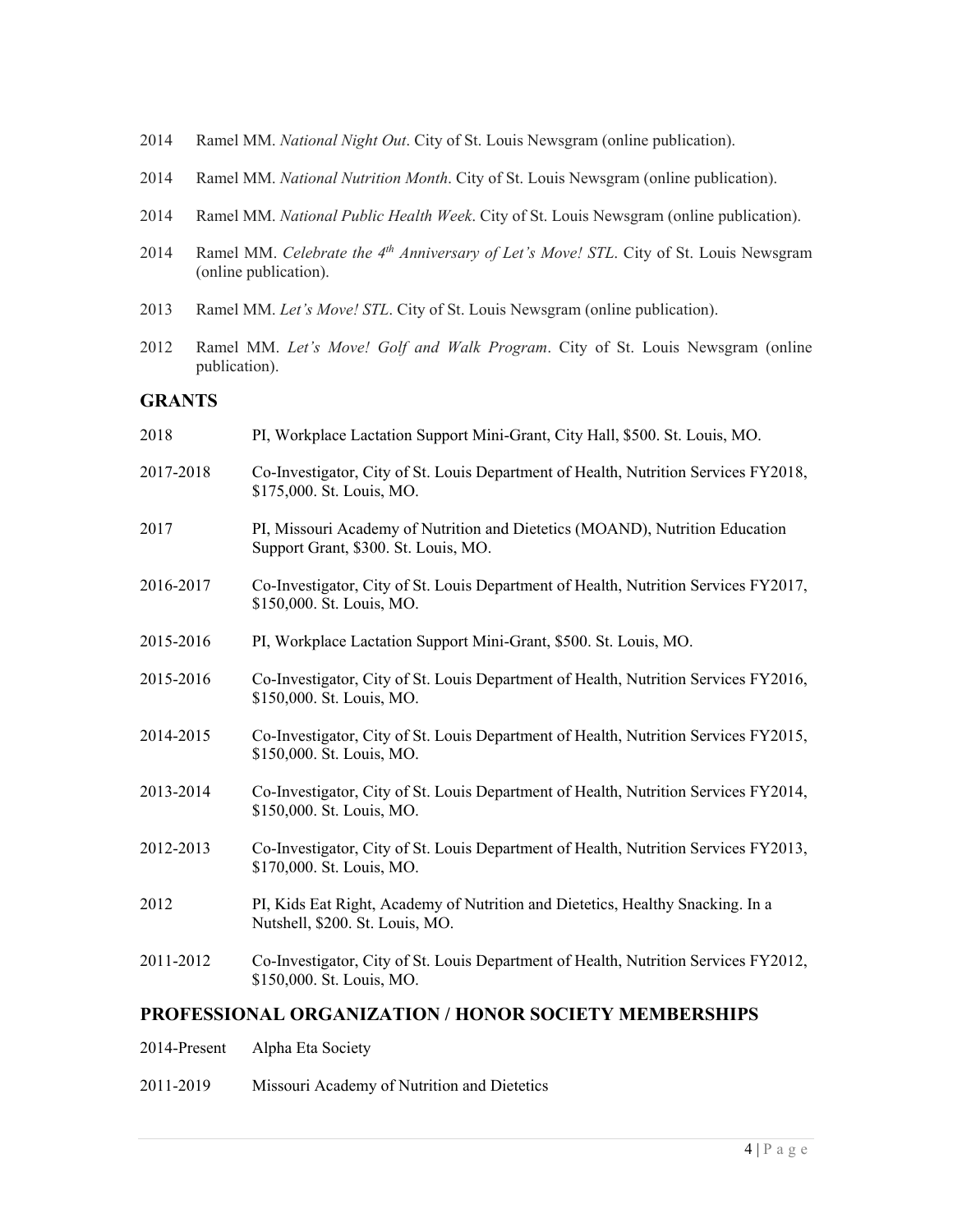2014 Ramel MM. *National Night Out*. City of St. Louis Newsgram (online publication).

2014 Ramel MM. *National Nutrition Month*. City of St. Louis Newsgram (online publication).

2014 Ramel MM. *National Public Health Week*. City of St. Louis Newsgram (online publication).

2014 Ramel MM. *Celebrate the 4th Anniversary of Let's Move! STL*. City of St. Louis Newsgram (online publication).

2013 Ramel MM. *Let's Move! STL*. City of St. Louis Newsgram (online publication).

2012 Ramel MM. *Let's Move! Golf and Walk Program*. City of St. Louis Newsgram (online publication).

## GRANTS

2018 PI, Workplace Lactation Support Mini-Grant, City Hall, $500. St. Louis, MO.

2017-2018 Co-Investigator, City of St. Louis Department of Health, Nutrition Services FY2018, $175,000. St. Louis, MO.

2017 PI, Missouri Academy of Nutrition and Dietetics (MOAND), Nutrition Education Support Grant, $300. St. Louis, MO.

2016-2017 Co-Investigator, City of St. Louis Department of Health, Nutrition Services FY2017, $150,000. St. Louis, MO.

2015-2016 PI, Workplace Lactation Support Mini-Grant, $500. St. Louis, MO.

2015-2016 Co-Investigator, City of St. Louis Department of Health, Nutrition Services FY2016, $150,000. St. Louis, MO.

2014-2015 Co-Investigator, City of St. Louis Department of Health, Nutrition Services FY2015, $150,000. St. Louis, MO.

2013-2014 Co-Investigator, City of St. Louis Department of Health, Nutrition Services FY2014, $150,000. St. Louis, MO.

2012-2013 Co-Investigator, City of St. Louis Department of Health, Nutrition Services FY2013, $170,000. St. Louis, MO.

2012 PI, Kids Eat Right, Academy of Nutrition and Dietetics, Healthy Snacking. In a Nutshell, $200. St. Louis, MO.

2011-2012 Co-Investigator, City of St. Louis Department of Health, Nutrition Services FY2012, $150,000. St. Louis, MO.

## PROFESSIONAL ORGANIZATION / HONOR SOCIETY MEMBERSHIPS

2014-Present Alpha Eta Society

2011-2019 Missouri Academy of Nutrition and Dietetics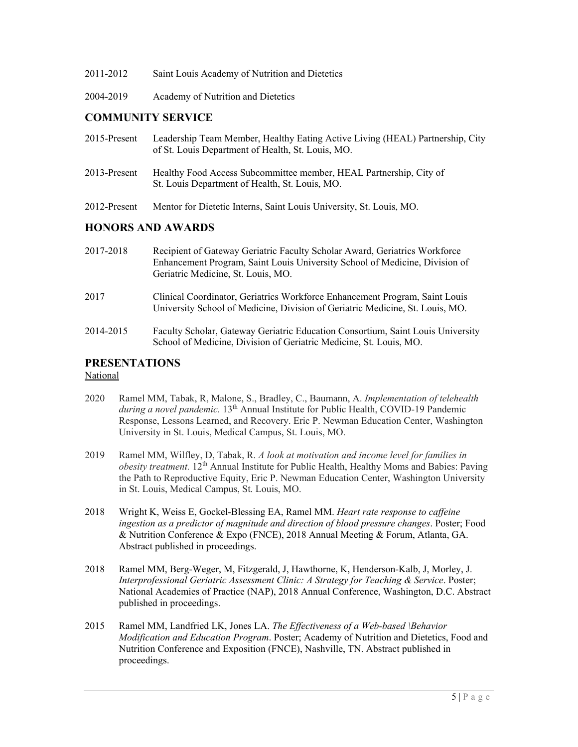2011-2012 Saint Louis Academy of Nutrition and Dietetics

2004-2019 Academy of Nutrition and Dietetics

## COMMUNITY SERVICE

2015-Present Leadership Team Member, Healthy Eating Active Living (HEAL) Partnership, City of St. Louis Department of Health, St. Louis, MO.

2013-Present Healthy Food Access Subcommittee member, HEAL Partnership, City of St. Louis Department of Health, St. Louis, MO.

2012-Present Mentor for Dietetic Interns, Saint Louis University, St. Louis, MO.

## HONORS AND AWARDS

2017-2018 Recipient of Gateway Geriatric Faculty Scholar Award, Geriatrics Workforce Enhancement Program, Saint Louis University School of Medicine, Division of Geriatric Medicine, St. Louis, MO.

2017 Clinical Coordinator, Geriatrics Workforce Enhancement Program, Saint Louis University School of Medicine, Division of Geriatric Medicine, St. Louis, MO.

2014-2015 Faculty Scholar, Gateway Geriatric Education Consortium, Saint Louis University School of Medicine, Division of Geriatric Medicine, St. Louis, MO.

## PRESENTATIONS

National

2020 Ramel MM, Tabak, R, Malone, S., Bradley, C., Baumann, A. *Implementation of telehealth during a novel pandemic.* 13th Annual Institute for Public Health, COVID-19 Pandemic Response, Lessons Learned, and Recovery. Eric P. Newman Education Center, Washington University in St. Louis, Medical Campus, St. Louis, MO.

2019 Ramel MM, Wilfley, D, Tabak, R. *A look at motivation and income level for families in obesity treatment.* 12th Annual Institute for Public Health, Healthy Moms and Babies: Paving the Path to Reproductive Equity, Eric P. Newman Education Center, Washington University in St. Louis, Medical Campus, St. Louis, MO.

2018 Wright K, Weiss E, Gockel-Blessing EA, Ramel MM. *Heart rate response to caffeine ingestion as a predictor of magnitude and direction of blood pressure changes*. Poster; Food & Nutrition Conference & Expo (FNCE), 2018 Annual Meeting & Forum, Atlanta, GA. Abstract published in proceedings.

2018 Ramel MM, Berg-Weger, M, Fitzgerald, J, Hawthorne, K, Henderson-Kalb, J, Morley, J. *Interprofessional Geriatric Assessment Clinic: A Strategy for Teaching & Service*. Poster; National Academies of Practice (NAP), 2018 Annual Conference, Washington, D.C. Abstract published in proceedings.

2015 Ramel MM, Landfried LK, Jones LA. *The Effectiveness of a Web-based \Behavior Modification and Education Program*. Poster; Academy of Nutrition and Dietetics, Food and Nutrition Conference and Exposition (FNCE), Nashville, TN. Abstract published in proceedings.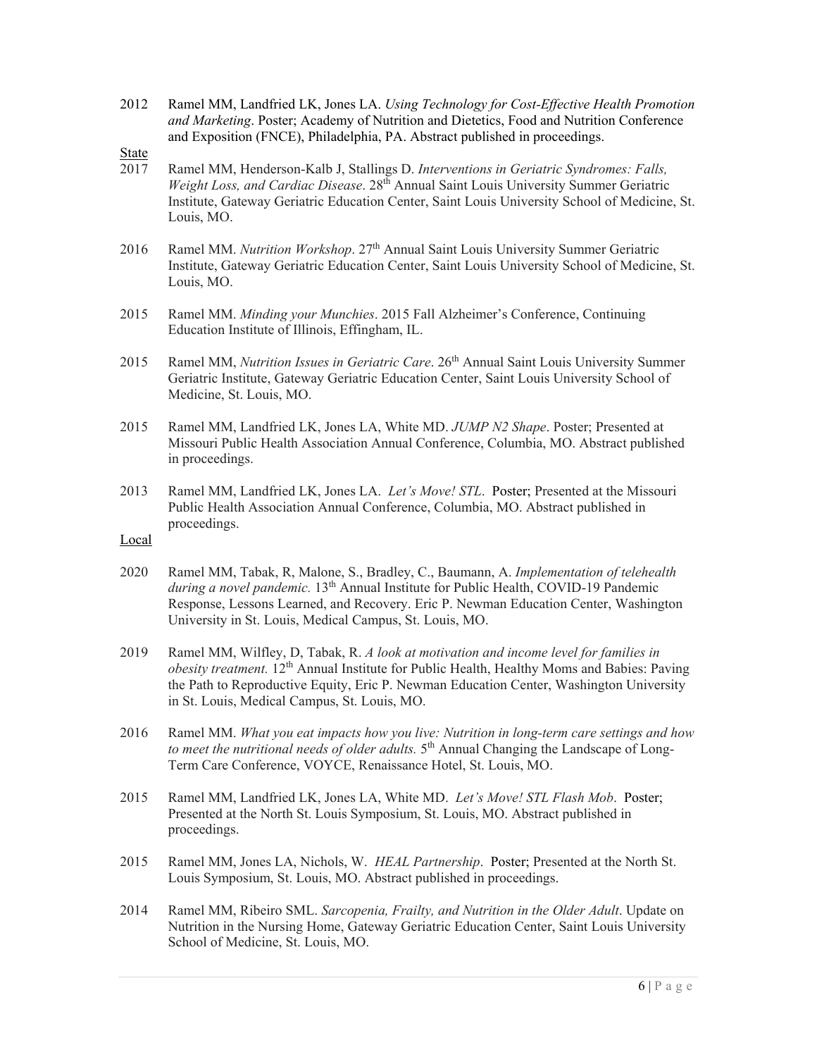2012 Ramel MM, Landfried LK, Jones LA. *Using Technology for Cost-Effective Health Promotion and Marketing*. Poster; Academy of Nutrition and Dietetics, Food and Nutrition Conference and Exposition (FNCE), Philadelphia, PA. Abstract published in proceedings.

<u>State</u>

2017 Ramel MM, Henderson-Kalb J, Stallings D. *Interventions in Geriatric Syndromes: Falls, Weight Loss, and Cardiac Disease*. 28th Annual Saint Louis University Summer Geriatric Institute, Gateway Geriatric Education Center, Saint Louis University School of Medicine, St. Louis, MO.

2016 Ramel MM. *Nutrition Workshop*. 27th Annual Saint Louis University Summer Geriatric Institute, Gateway Geriatric Education Center, Saint Louis University School of Medicine, St. Louis, MO.

2015 Ramel MM. *Minding your Munchies*. 2015 Fall Alzheimer's Conference, Continuing Education Institute of Illinois, Effingham, IL.

2015 Ramel MM, *Nutrition Issues in Geriatric Care*. 26th Annual Saint Louis University Summer Geriatric Institute, Gateway Geriatric Education Center, Saint Louis University School of Medicine, St. Louis, MO.

2015 Ramel MM, Landfried LK, Jones LA, White MD. *JUMP N2 Shape*. Poster; Presented at Missouri Public Health Association Annual Conference, Columbia, MO. Abstract published in proceedings.

2013 Ramel MM, Landfried LK, Jones LA. *Let's Move! STL*. Poster; Presented at the Missouri Public Health Association Annual Conference, Columbia, MO. Abstract published in proceedings.

<u>Local</u>

2020 Ramel MM, Tabak, R, Malone, S., Bradley, C., Baumann, A. *Implementation of telehealth during a novel pandemic.* 13th Annual Institute for Public Health, COVID-19 Pandemic Response, Lessons Learned, and Recovery. Eric P. Newman Education Center, Washington University in St. Louis, Medical Campus, St. Louis, MO.

2019 Ramel MM, Wilfley, D, Tabak, R. *A look at motivation and income level for families in obesity treatment.* 12th Annual Institute for Public Health, Healthy Moms and Babies: Paving the Path to Reproductive Equity, Eric P. Newman Education Center, Washington University in St. Louis, Medical Campus, St. Louis, MO.

2016 Ramel MM. *What you eat impacts how you live: Nutrition in long-term care settings and how to meet the nutritional needs of older adults.* 5th Annual Changing the Landscape of Long-Term Care Conference, VOYCE, Renaissance Hotel, St. Louis, MO.

2015 Ramel MM, Landfried LK, Jones LA, White MD. *Let's Move! STL Flash Mob*. Poster; Presented at the North St. Louis Symposium, St. Louis, MO. Abstract published in proceedings.

2015 Ramel MM, Jones LA, Nichols, W. *HEAL Partnership*. Poster; Presented at the North St. Louis Symposium, St. Louis, MO. Abstract published in proceedings.

2014 Ramel MM, Ribeiro SML. *Sarcopenia, Frailty, and Nutrition in the Older Adult*. Update on Nutrition in the Nursing Home, Gateway Geriatric Education Center, Saint Louis University School of Medicine, St. Louis, MO.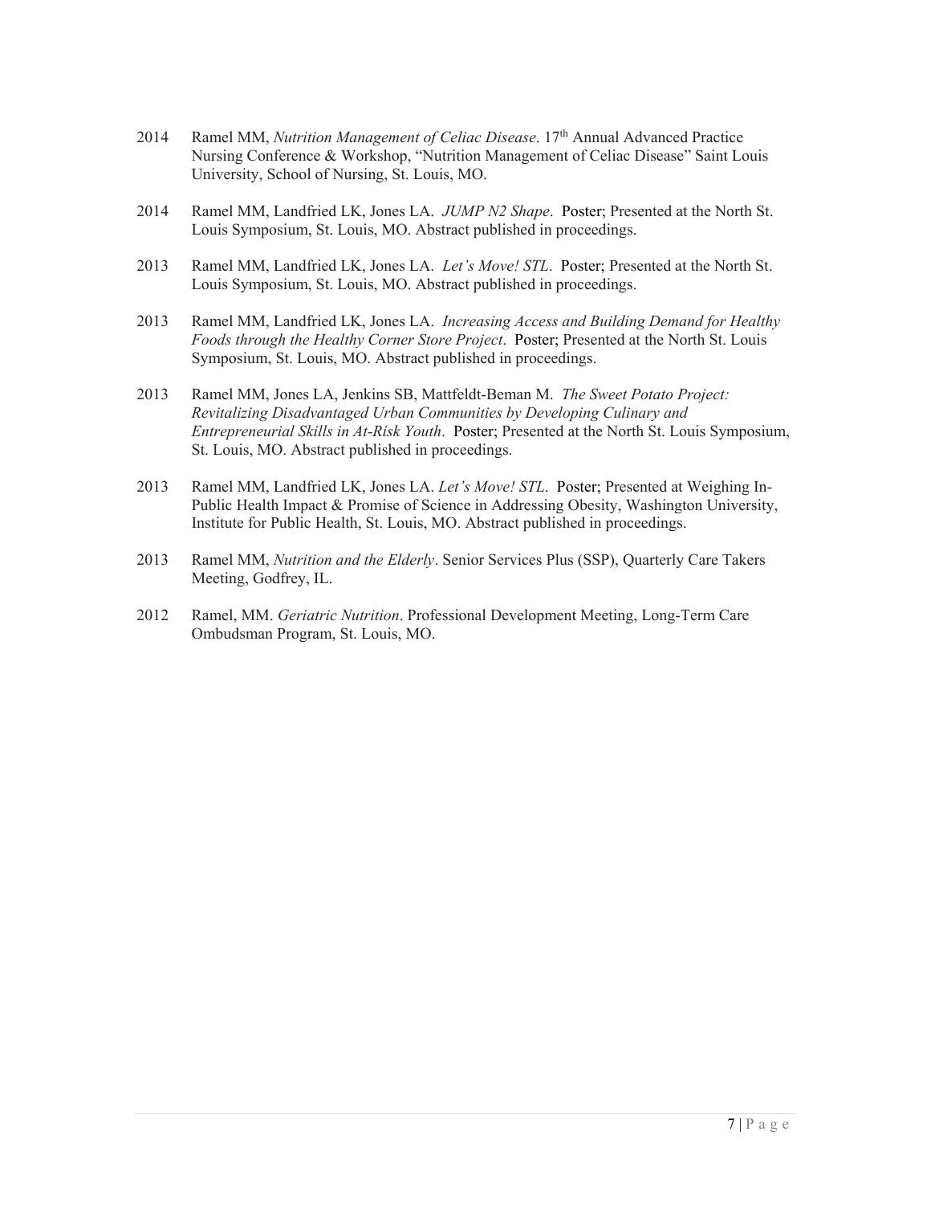2014 Ramel MM, *Nutrition Management of Celiac Disease*. 17th Annual Advanced Practice Nursing Conference & Workshop, "Nutrition Management of Celiac Disease" Saint Louis University, School of Nursing, St. Louis, MO.

2014 Ramel MM, Landfried LK, Jones LA. *JUMP N2 Shape*. Poster; Presented at the North St. Louis Symposium, St. Louis, MO. Abstract published in proceedings.

2013 Ramel MM, Landfried LK, Jones LA. *Let's Move! STL*. Poster; Presented at the North St. Louis Symposium, St. Louis, MO. Abstract published in proceedings.

2013 Ramel MM, Landfried LK, Jones LA. *Increasing Access and Building Demand for Healthy Foods through the Healthy Corner Store Project*. Poster; Presented at the North St. Louis Symposium, St. Louis, MO. Abstract published in proceedings.

2013 Ramel MM, Jones LA, Jenkins SB, Mattfeldt-Beman M. *The Sweet Potato Project: Revitalizing Disadvantaged Urban Communities by Developing Culinary and Entrepreneurial Skills in At-Risk Youth*. Poster; Presented at the North St. Louis Symposium, St. Louis, MO. Abstract published in proceedings.

2013 Ramel MM, Landfried LK, Jones LA. *Let's Move! STL*. Poster; Presented at Weighing In-Public Health Impact & Promise of Science in Addressing Obesity, Washington University, Institute for Public Health, St. Louis, MO. Abstract published in proceedings.

2013 Ramel MM, *Nutrition and the Elderly*. Senior Services Plus (SSP), Quarterly Care Takers Meeting, Godfrey, IL.

2012 Ramel, MM. *Geriatric Nutrition*. Professional Development Meeting, Long-Term Care Ombudsman Program, St. Louis, MO.